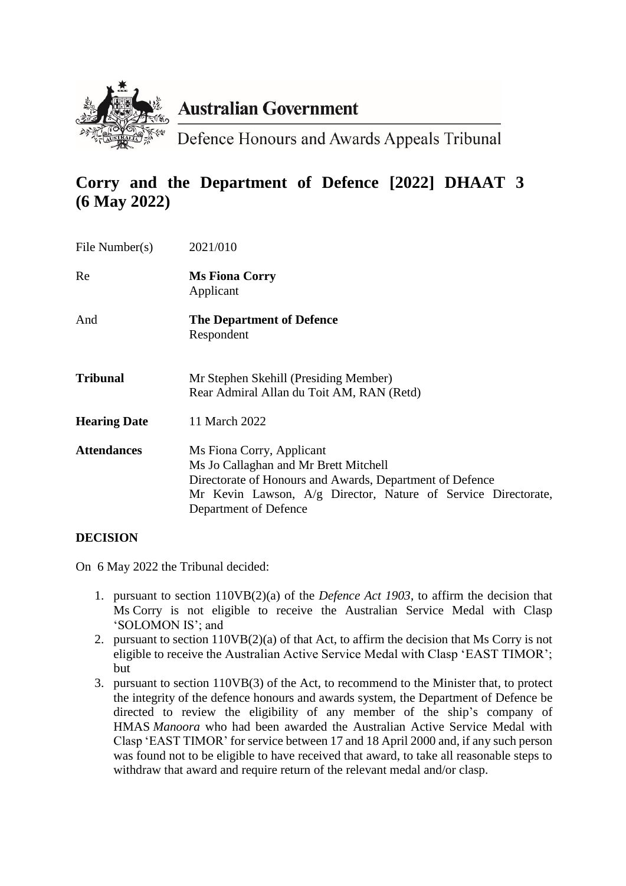**Australian Government**

Defence Honours and Awards Appeals Tribunal

# Corry and the Department of Defence [2022] DHAAT 3 (6 May 2022)

| | |
|---|---|
| File Number(s) | 2021/010 |
| Re | **Ms Fiona Corry**<br>Applicant |
| And | **The Department of Defence**<br>Respondent |
| **Tribunal** | Mr Stephen Skehill (Presiding Member)<br>Rear Admiral Allan du Toit AM, RAN (Retd) |
| **Hearing Date** | 11 March 2022 |
| **Attendances** | Ms Fiona Corry, Applicant<br>Ms Jo Callaghan and Mr Brett Mitchell<br>Directorate of Honours and Awards, Department of Defence<br>Mr Kevin Lawson, A/g Director, Nature of Service Directorate, Department of Defence |

## DECISION

On 6 May 2022 the Tribunal decided:

1. pursuant to section 110VB(2)(a) of the *Defence Act 1903*, to affirm the decision that Ms Corry is not eligible to receive the Australian Service Medal with Clasp 'SOLOMON IS'; and
2. pursuant to section 110VB(2)(a) of that Act, to affirm the decision that Ms Corry is not eligible to receive the Australian Active Service Medal with Clasp 'EAST TIMOR'; but
3. pursuant to section 110VB(3) of the Act, to recommend to the Minister that, to protect the integrity of the defence honours and awards system, the Department of Defence be directed to review the eligibility of any member of the ship's company of HMAS *Manoora* who had been awarded the Australian Active Service Medal with Clasp 'EAST TIMOR' for service between 17 and 18 April 2000 and, if any such person was found not to be eligible to have received that award, to take all reasonable steps to withdraw that award and require return of the relevant medal and/or clasp.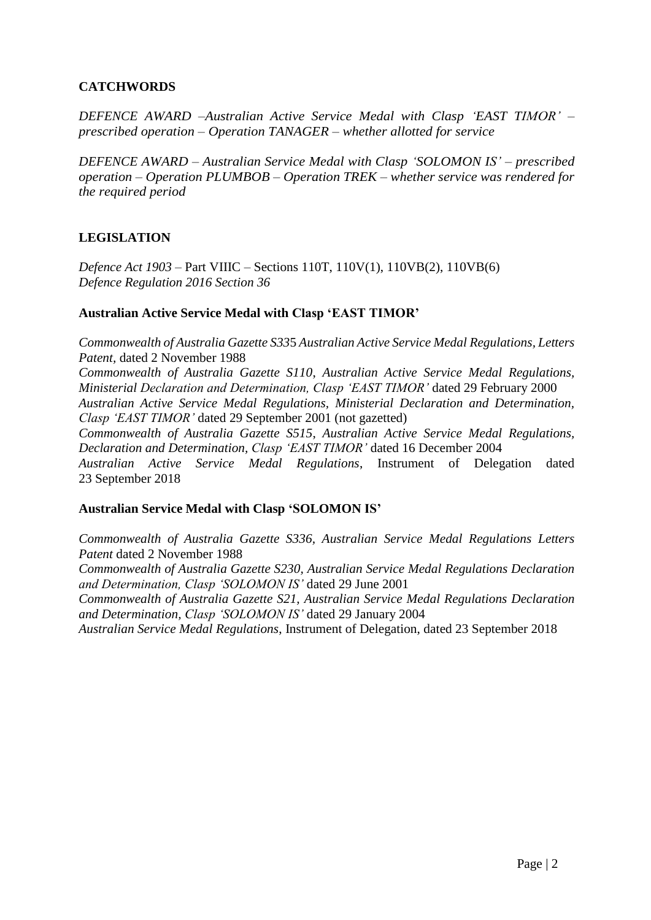## CATCHWORDS

*DEFENCE AWARD –Australian Active Service Medal with Clasp 'EAST TIMOR' – prescribed operation – Operation TANAGER – whether allotted for service*

*DEFENCE AWARD – Australian Service Medal with Clasp 'SOLOMON IS' – prescribed operation – Operation PLUMBOB – Operation TREK – whether service was rendered for the required period*

## LEGISLATION

*Defence Act 1903* – Part VIIIC – Sections 110T, 110V(1), 110VB(2), 110VB(6)
*Defence Regulation 2016 Section 36*

### Australian Active Service Medal with Clasp 'EAST TIMOR'

*Commonwealth of Australia Gazette S33*5 *Australian Active Service Medal Regulations, Letters Patent,* dated 2 November 1988
*Commonwealth of Australia Gazette S110, Australian Active Service Medal Regulations, Ministerial Declaration and Determination, Clasp 'EAST TIMOR'* dated 29 February 2000
*Australian Active Service Medal Regulations, Ministerial Declaration and Determination, Clasp 'EAST TIMOR'* dated 29 September 2001 (not gazetted)
*Commonwealth of Australia Gazette S515, Australian Active Service Medal Regulations, Declaration and Determination, Clasp 'EAST TIMOR'* dated 16 December 2004
*Australian Active Service Medal Regulations*, Instrument of Delegation dated 23 September 2018

### Australian Service Medal with Clasp 'SOLOMON IS'

*Commonwealth of Australia Gazette S336, Australian Service Medal Regulations Letters Patent* dated 2 November 1988
*Commonwealth of Australia Gazette S230, Australian Service Medal Regulations Declaration and Determination, Clasp 'SOLOMON IS'* dated 29 June 2001
*Commonwealth of Australia Gazette S21, Australian Service Medal Regulations Declaration and Determination, Clasp 'SOLOMON IS'* dated 29 January 2004
*Australian Service Medal Regulations*, Instrument of Delegation, dated 23 September 2018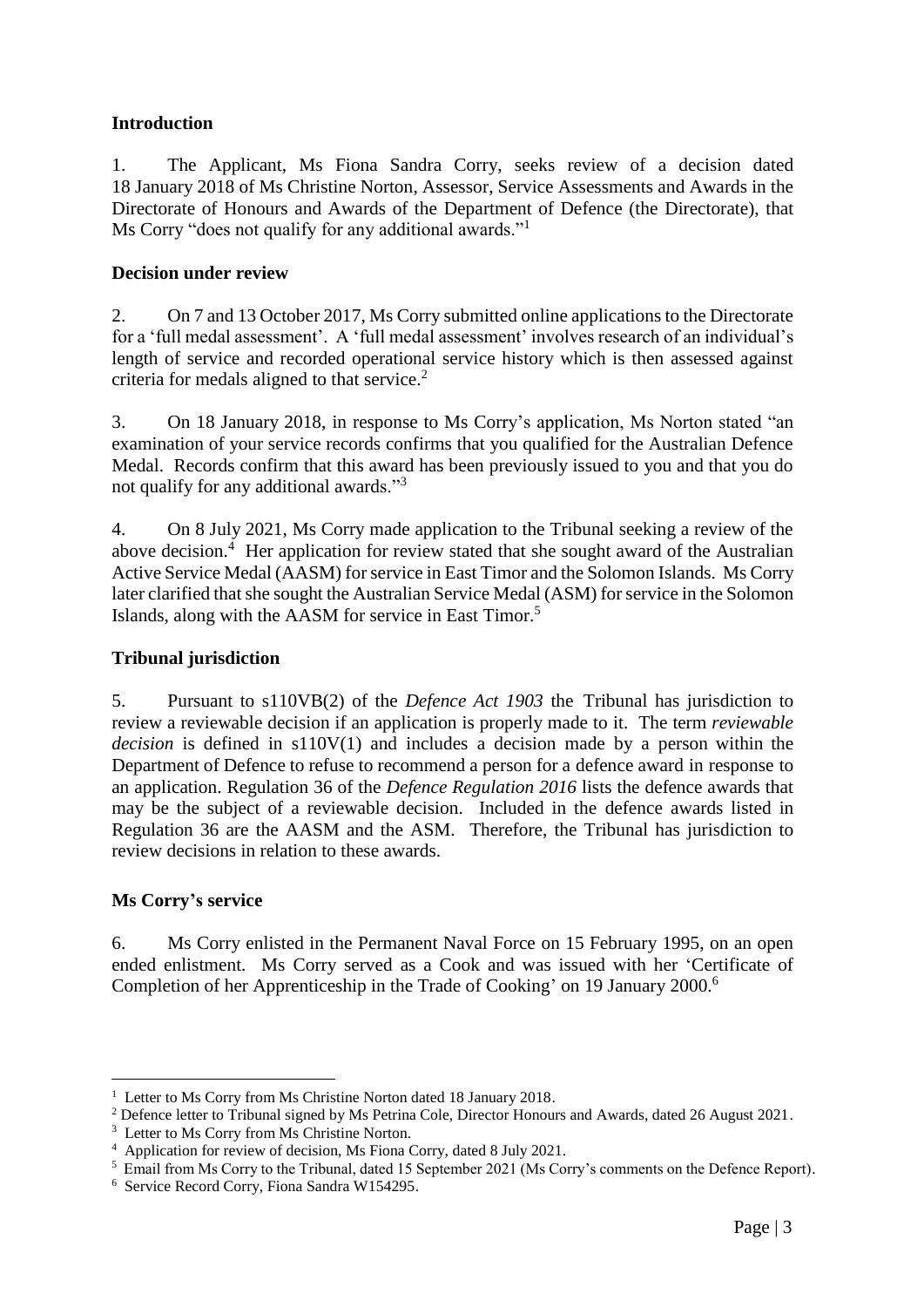**Introduction**

1. The Applicant, Ms Fiona Sandra Corry, seeks review of a decision dated 18 January 2018 of Ms Christine Norton, Assessor, Service Assessments and Awards in the Directorate of Honours and Awards of the Department of Defence (the Directorate), that Ms Corry "does not qualify for any additional awards."[1]

**Decision under review**

2. On 7 and 13 October 2017, Ms Corry submitted online applications to the Directorate for a 'full medal assessment'. A 'full medal assessment' involves research of an individual's length of service and recorded operational service history which is then assessed against criteria for medals aligned to that service.[2]

3. On 18 January 2018, in response to Ms Corry's application, Ms Norton stated "an examination of your service records confirms that you qualified for the Australian Defence Medal. Records confirm that this award has been previously issued to you and that you do not qualify for any additional awards."[3]

4. On 8 July 2021, Ms Corry made application to the Tribunal seeking a review of the above decision.[4] Her application for review stated that she sought award of the Australian Active Service Medal (AASM) for service in East Timor and the Solomon Islands. Ms Corry later clarified that she sought the Australian Service Medal (ASM) for service in the Solomon Islands, along with the AASM for service in East Timor.[5]

**Tribunal jurisdiction**

5. Pursuant to s110VB(2) of the *Defence Act 1903* the Tribunal has jurisdiction to review a reviewable decision if an application is properly made to it. The term *reviewable decision* is defined in s110V(1) and includes a decision made by a person within the Department of Defence to refuse to recommend a person for a defence award in response to an application. Regulation 36 of the *Defence Regulation 2016* lists the defence awards that may be the subject of a reviewable decision. Included in the defence awards listed in Regulation 36 are the AASM and the ASM. Therefore, the Tribunal has jurisdiction to review decisions in relation to these awards.

**Ms Corry's service**

6. Ms Corry enlisted in the Permanent Naval Force on 15 February 1995, on an open ended enlistment. Ms Corry served as a Cook and was issued with her 'Certificate of Completion of her Apprenticeship in the Trade of Cooking' on 19 January 2000.[6]

---

[1] Letter to Ms Corry from Ms Christine Norton dated 18 January 2018.

[2] Defence letter to Tribunal signed by Ms Petrina Cole, Director Honours and Awards, dated 26 August 2021.

[3] Letter to Ms Corry from Ms Christine Norton.

[4] Application for review of decision, Ms Fiona Corry, dated 8 July 2021.

[5] Email from Ms Corry to the Tribunal, dated 15 September 2021 (Ms Corry's comments on the Defence Report).

[6] Service Record Corry, Fiona Sandra W154295.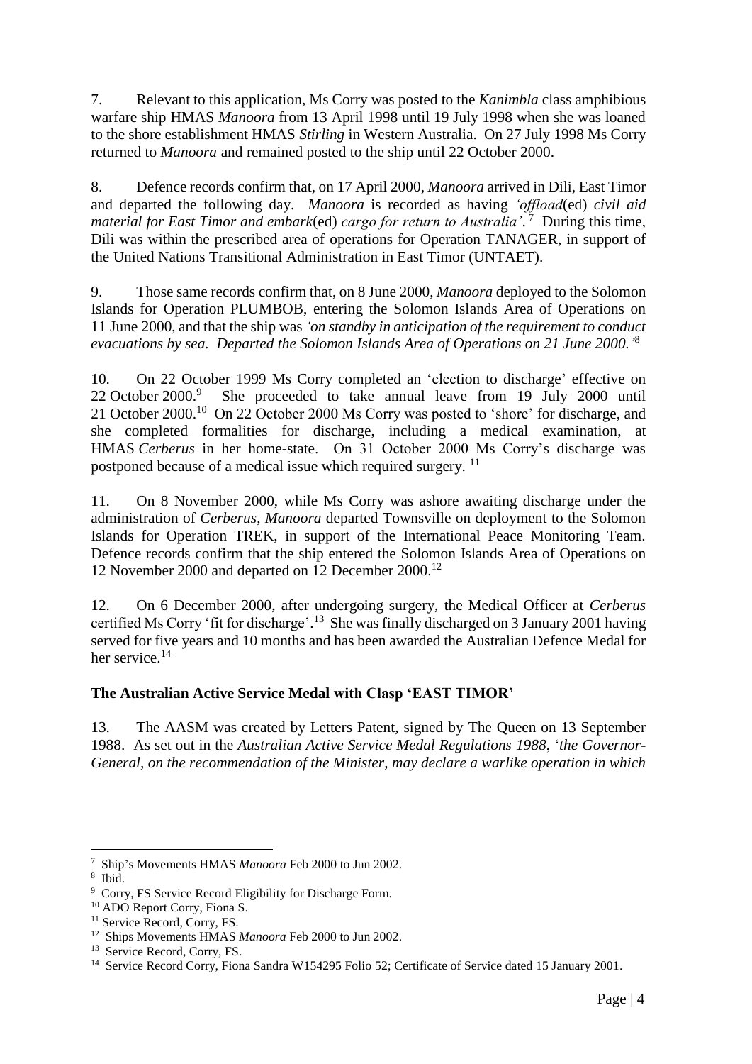7. Relevant to this application, Ms Corry was posted to the *Kanimbla* class amphibious warfare ship HMAS *Manoora* from 13 April 1998 until 19 July 1998 when she was loaned to the shore establishment HMAS *Stirling* in Western Australia. On 27 July 1998 Ms Corry returned to *Manoora* and remained posted to the ship until 22 October 2000.

8. Defence records confirm that, on 17 April 2000, *Manoora* arrived in Dili, East Timor and departed the following day. *Manoora* is recorded as having *'offload*(ed) *civil aid material for East Timor and embark*(ed) *cargo for return to Australia'*.[7] During this time, Dili was within the prescribed area of operations for Operation TANAGER, in support of the United Nations Transitional Administration in East Timor (UNTAET).

9. Those same records confirm that, on 8 June 2000, *Manoora* deployed to the Solomon Islands for Operation PLUMBOB, entering the Solomon Islands Area of Operations on 11 June 2000, and that the ship was *'on standby in anticipation of the requirement to conduct evacuations by sea. Departed the Solomon Islands Area of Operations on 21 June 2000.'*[8]

10. On 22 October 1999 Ms Corry completed an 'election to discharge' effective on 22 October 2000.[9] She proceeded to take annual leave from 19 July 2000 until 21 October 2000.[10] On 22 October 2000 Ms Corry was posted to 'shore' for discharge, and she completed formalities for discharge, including a medical examination, at HMAS *Cerberus* in her home-state. On 31 October 2000 Ms Corry's discharge was postponed because of a medical issue which required surgery.[11]

11. On 8 November 2000, while Ms Corry was ashore awaiting discharge under the administration of *Cerberus*, *Manoora* departed Townsville on deployment to the Solomon Islands for Operation TREK, in support of the International Peace Monitoring Team. Defence records confirm that the ship entered the Solomon Islands Area of Operations on 12 November 2000 and departed on 12 December 2000.[12]

12. On 6 December 2000, after undergoing surgery, the Medical Officer at *Cerberus* certified Ms Corry 'fit for discharge'.[13] She was finally discharged on 3 January 2001 having served for five years and 10 months and has been awarded the Australian Defence Medal for her service.[14]

### The Australian Active Service Medal with Clasp 'EAST TIMOR'

13. The AASM was created by Letters Patent, signed by The Queen on 13 September 1988. As set out in the *Australian Active Service Medal Regulations 1988*, '*the Governor-General, on the recommendation of the Minister, may declare a warlike operation in which*

---

[7] Ship's Movements HMAS *Manoora* Feb 2000 to Jun 2002.

[8] Ibid.

[9] Corry, FS Service Record Eligibility for Discharge Form.

[10] ADO Report Corry, Fiona S.

[11] Service Record, Corry, FS.

[12] Ships Movements HMAS *Manoora* Feb 2000 to Jun 2002.

[13] Service Record, Corry, FS.

[14] Service Record Corry, Fiona Sandra W154295 Folio 52; Certificate of Service dated 15 January 2001.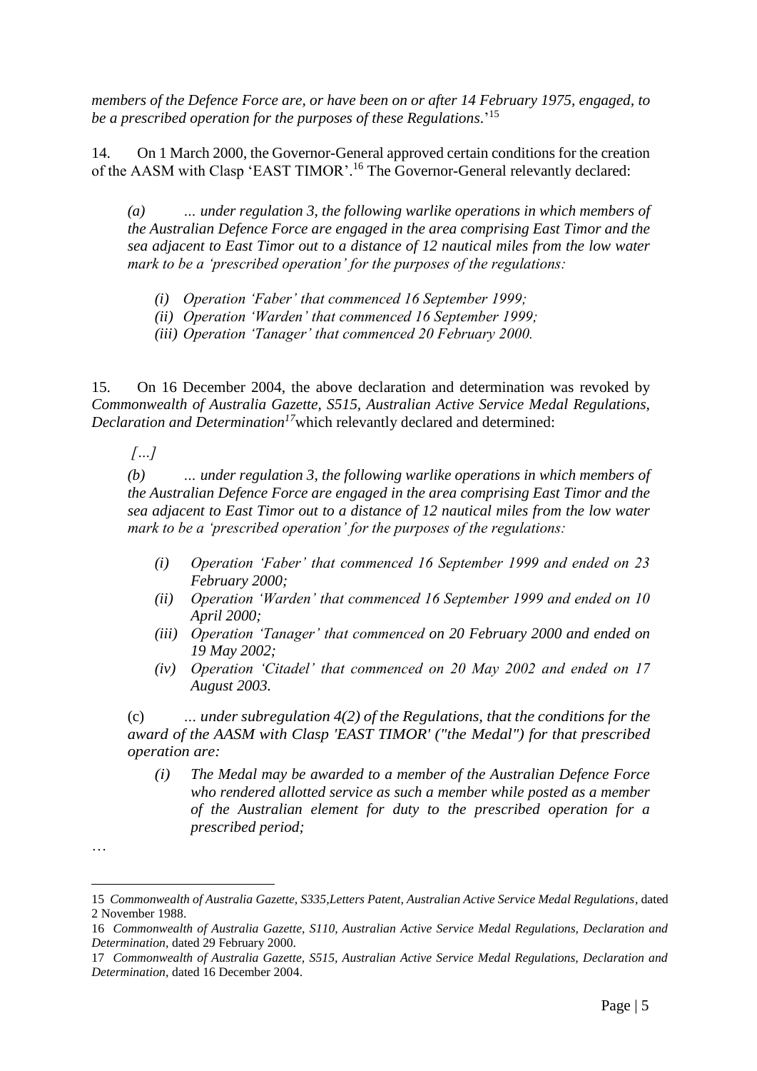*members of the Defence Force are, or have been on or after 14 February 1975, engaged, to be a prescribed operation for the purposes of these Regulations*.'[15]

14. On 1 March 2000, the Governor-General approved certain conditions for the creation of the AASM with Clasp 'EAST TIMOR'.[16] The Governor-General relevantly declared:

> *(a) … under regulation 3, the following warlike operations in which members of the Australian Defence Force are engaged in the area comprising East Timor and the sea adjacent to East Timor out to a distance of 12 nautical miles from the low water mark to be a 'prescribed operation' for the purposes of the regulations:*
>
> *(i) Operation 'Faber' that commenced 16 September 1999;*
> *(ii) Operation 'Warden' that commenced 16 September 1999;*
> *(iii) Operation 'Tanager' that commenced 20 February 2000.*

15. On 16 December 2004, the above declaration and determination was revoked by *Commonwealth of Australia Gazette, S515, Australian Active Service Medal Regulations, Declaration and Determination*[17] which relevantly declared and determined:

> *[…]*
>
> *(b) … under regulation 3, the following warlike operations in which members of the Australian Defence Force are engaged in the area comprising East Timor and the sea adjacent to East Timor out to a distance of 12 nautical miles from the low water mark to be a 'prescribed operation' for the purposes of the regulations:*
>
> *(i) Operation 'Faber' that commenced 16 September 1999 and ended on 23 February 2000;*
> *(ii) Operation 'Warden' that commenced 16 September 1999 and ended on 10 April 2000;*
> *(iii) Operation 'Tanager' that commenced on 20 February 2000 and ended on 19 May 2002;*
> *(iv) Operation 'Citadel' that commenced on 20 May 2002 and ended on 17 August 2003.*
>
> (c) *… under subregulation 4(2) of the Regulations, that the conditions for the award of the AASM with Clasp 'EAST TIMOR' ("the Medal") for that prescribed operation are:*
>
> *(i) The Medal may be awarded to a member of the Australian Defence Force who rendered allotted service as such a member while posted as a member of the Australian element for duty to the prescribed operation for a prescribed period;*

…

---

15 *Commonwealth of Australia Gazette, S335,Letters Patent, Australian Active Service Medal Regulations*, dated 2 November 1988.

16 *Commonwealth of Australia Gazette, S110, Australian Active Service Medal Regulations, Declaration and Determination*, dated 29 February 2000.

17 *Commonwealth of Australia Gazette, S515, Australian Active Service Medal Regulations, Declaration and Determination*, dated 16 December 2004.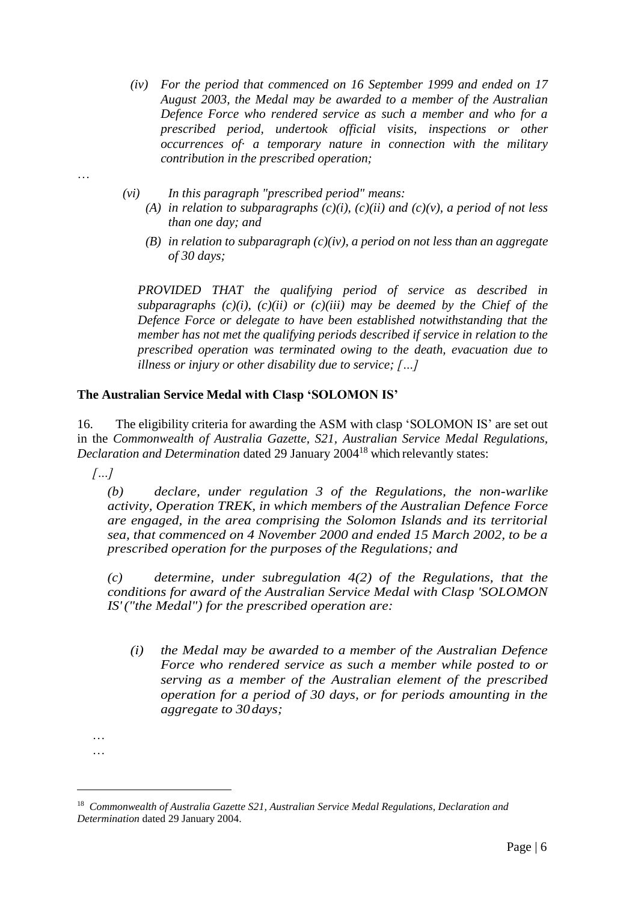*(iv) For the period that commenced on 16 September 1999 and ended on 17 August 2003, the Medal may be awarded to a member of the Australian Defence Force who rendered service as such a member and who for a prescribed period, undertook official visits, inspections or other occurrences of· a temporary nature in connection with the military contribution in the prescribed operation;*

…

*(vi) In this paragraph "prescribed period" means:*

*(A) in relation to subparagraphs (c)(i), (c)(ii) and (c)(v), a period of not less than one day; and*

*(B) in relation to subparagraph (c)(iv), a period on not less than an aggregate of 30 days;*

*PROVIDED THAT the qualifying period of service as described in subparagraphs (c)(i), (c)(ii) or (c)(iii) may be deemed by the Chief of the Defence Force or delegate to have been established notwithstanding that the member has not met the qualifying periods described if service in relation to the prescribed operation was terminated owing to the death, evacuation due to illness or injury or other disability due to service; […]*

**The Australian Service Medal with Clasp 'SOLOMON IS'**

16. The eligibility criteria for awarding the ASM with clasp 'SOLOMON IS' are set out in the *Commonwealth of Australia Gazette, S21, Australian Service Medal Regulations, Declaration and Determination* dated 29 January 2004[18] which relevantly states:

*[…]*

*(b) declare, under regulation 3 of the Regulations, the non-warlike activity, Operation TREK, in which members of the Australian Defence Force are engaged, in the area comprising the Solomon Islands and its territorial sea, that commenced on 4 November 2000 and ended 15 March 2002, to be a prescribed operation for the purposes of the Regulations; and*

*(c) determine, under subregulation 4(2) of the Regulations, that the conditions for award of the Australian Service Medal with Clasp 'SOLOMON IS' ("the Medal") for the prescribed operation are:*

*(i) the Medal may be awarded to a member of the Australian Defence Force who rendered service as such a member while posted to or serving as a member of the Australian element of the prescribed operation for a period of 30 days, or for periods amounting in the aggregate to 30 days;*

…

…

---

[18] *Commonwealth of Australia Gazette S21, Australian Service Medal Regulations, Declaration and Determination* dated 29 January 2004.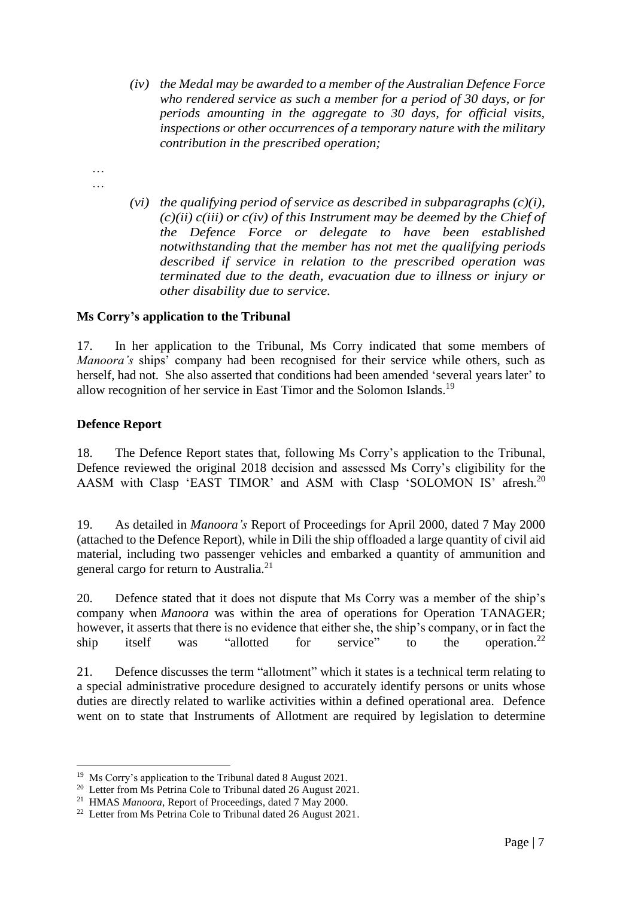*(iv) the Medal may be awarded to a member of the Australian Defence Force who rendered service as such a member for a period of 30 days, or for periods amounting in the aggregate to 30 days, for official visits, inspections or other occurrences of a temporary nature with the military contribution in the prescribed operation;*

…

…

*(vi) the qualifying period of service as described in subparagraphs (c)(i), (c)(ii) c(iii) or c(iv) of this Instrument may be deemed by the Chief of the Defence Force or delegate to have been established notwithstanding that the member has not met the qualifying periods described if service in relation to the prescribed operation was terminated due to the death, evacuation due to illness or injury or other disability due to service.*

**Ms Corry's application to the Tribunal**

17. In her application to the Tribunal, Ms Corry indicated that some members of *Manoora's* ships' company had been recognised for their service while others, such as herself, had not. She also asserted that conditions had been amended 'several years later' to allow recognition of her service in East Timor and the Solomon Islands.[19]

**Defence Report**

18. The Defence Report states that, following Ms Corry's application to the Tribunal, Defence reviewed the original 2018 decision and assessed Ms Corry's eligibility for the AASM with Clasp 'EAST TIMOR' and ASM with Clasp 'SOLOMON IS' afresh.[20]

19. As detailed in *Manoora's* Report of Proceedings for April 2000, dated 7 May 2000 (attached to the Defence Report), while in Dili the ship offloaded a large quantity of civil aid material, including two passenger vehicles and embarked a quantity of ammunition and general cargo for return to Australia.[21]

20. Defence stated that it does not dispute that Ms Corry was a member of the ship's company when *Manoora* was within the area of operations for Operation TANAGER; however, it asserts that there is no evidence that either she, the ship's company, or in fact the ship itself was "allotted for service" to the operation.[22]

21. Defence discusses the term "allotment" which it states is a technical term relating to a special administrative procedure designed to accurately identify persons or units whose duties are directly related to warlike activities within a defined operational area. Defence went on to state that Instruments of Allotment are required by legislation to determine

---

[19] Ms Corry's application to the Tribunal dated 8 August 2021.

[20] Letter from Ms Petrina Cole to Tribunal dated 26 August 2021.

[21] HMAS *Manoora*, Report of Proceedings, dated 7 May 2000.

[22] Letter from Ms Petrina Cole to Tribunal dated 26 August 2021.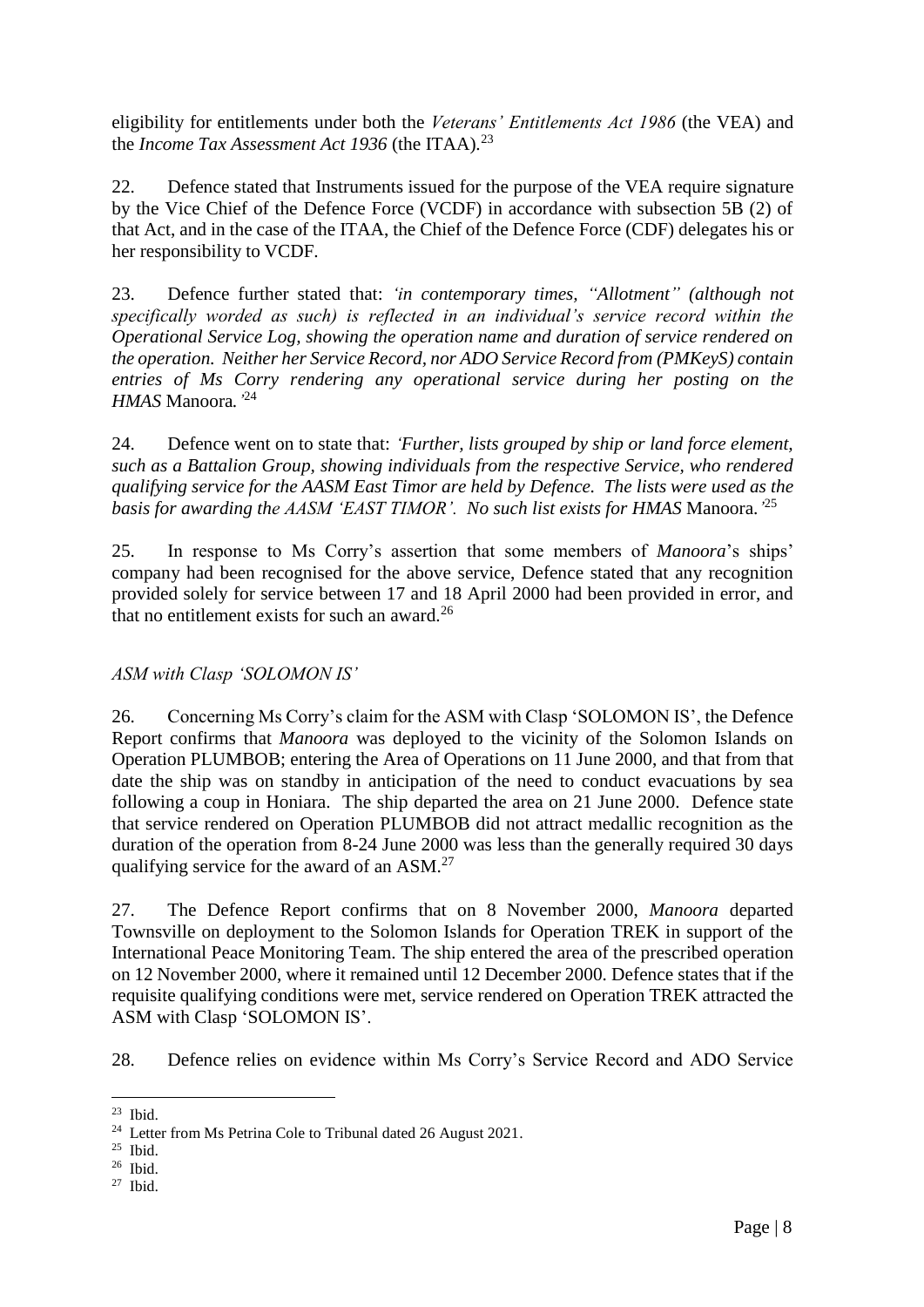eligibility for entitlements under both the *Veterans' Entitlements Act 1986* (the VEA) and the *Income Tax Assessment Act 1936* (the ITAA).[23]

22. Defence stated that Instruments issued for the purpose of the VEA require signature by the Vice Chief of the Defence Force (VCDF) in accordance with subsection 5B (2) of that Act, and in the case of the ITAA, the Chief of the Defence Force (CDF) delegates his or her responsibility to VCDF.

23. Defence further stated that: *'in contemporary times, "Allotment" (although not specifically worded as such) is reflected in an individual's service record within the Operational Service Log, showing the operation name and duration of service rendered on the operation. Neither her Service Record, nor ADO Service Record from (PMKeyS) contain entries of Ms Corry rendering any operational service during her posting on the HMAS* Manoora*.'*[24]

24. Defence went on to state that: *'Further, lists grouped by ship or land force element, such as a Battalion Group, showing individuals from the respective Service, who rendered qualifying service for the AASM East Timor are held by Defence. The lists were used as the basis for awarding the AASM 'EAST TIMOR'. No such list exists for HMAS* Manoora*.'*[25]

25. In response to Ms Corry's assertion that some members of *Manoora*'s ships' company had been recognised for the above service, Defence stated that any recognition provided solely for service between 17 and 18 April 2000 had been provided in error, and that no entitlement exists for such an award.[26]

### *ASM with Clasp 'SOLOMON IS'*

26. Concerning Ms Corry's claim for the ASM with Clasp 'SOLOMON IS', the Defence Report confirms that *Manoora* was deployed to the vicinity of the Solomon Islands on Operation PLUMBOB; entering the Area of Operations on 11 June 2000, and that from that date the ship was on standby in anticipation of the need to conduct evacuations by sea following a coup in Honiara. The ship departed the area on 21 June 2000. Defence state that service rendered on Operation PLUMBOB did not attract medallic recognition as the duration of the operation from 8-24 June 2000 was less than the generally required 30 days qualifying service for the award of an ASM.[27]

27. The Defence Report confirms that on 8 November 2000, *Manoora* departed Townsville on deployment to the Solomon Islands for Operation TREK in support of the International Peace Monitoring Team. The ship entered the area of the prescribed operation on 12 November 2000, where it remained until 12 December 2000. Defence states that if the requisite qualifying conditions were met, service rendered on Operation TREK attracted the ASM with Clasp 'SOLOMON IS'.

28. Defence relies on evidence within Ms Corry's Service Record and ADO Service

---

[23] Ibid.
[24] Letter from Ms Petrina Cole to Tribunal dated 26 August 2021.
[25] Ibid.
[26] Ibid.
[27] Ibid.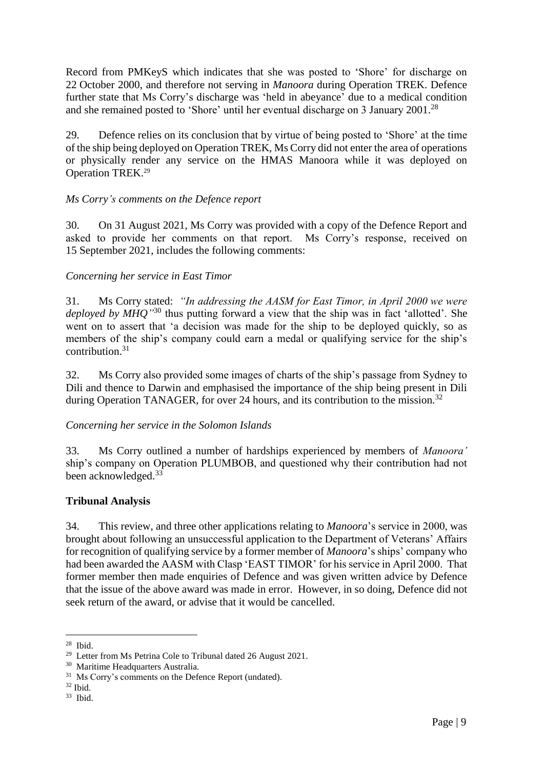Record from PMKeyS which indicates that she was posted to 'Shore' for discharge on 22 October 2000, and therefore not serving in *Manoora* during Operation TREK. Defence further state that Ms Corry's discharge was 'held in abeyance' due to a medical condition and she remained posted to 'Shore' until her eventual discharge on 3 January 2001.[28]

29. Defence relies on its conclusion that by virtue of being posted to 'Shore' at the time of the ship being deployed on Operation TREK, Ms Corry did not enter the area of operations or physically render any service on the HMAS Manoora while it was deployed on Operation TREK.[29]

*Ms Corry's comments on the Defence report*

30. On 31 August 2021, Ms Corry was provided with a copy of the Defence Report and asked to provide her comments on that report. Ms Corry's response, received on 15 September 2021, includes the following comments:

*Concerning her service in East Timor*

31. Ms Corry stated: *"In addressing the AASM for East Timor, in April 2000 we were deployed by MHQ"*[30] thus putting forward a view that the ship was in fact 'allotted'. She went on to assert that 'a decision was made for the ship to be deployed quickly, so as members of the ship's company could earn a medal or qualifying service for the ship's contribution.[31]

32. Ms Corry also provided some images of charts of the ship's passage from Sydney to Dili and thence to Darwin and emphasised the importance of the ship being present in Dili during Operation TANAGER, for over 24 hours, and its contribution to the mission.[32]

*Concerning her service in the Solomon Islands*

33. Ms Corry outlined a number of hardships experienced by members of *Manoora'* ship's company on Operation PLUMBOB, and questioned why their contribution had not been acknowledged.[33]

**Tribunal Analysis**

34. This review, and three other applications relating to *Manoora*'s service in 2000, was brought about following an unsuccessful application to the Department of Veterans' Affairs for recognition of qualifying service by a former member of *Manoora*'s ships' company who had been awarded the AASM with Clasp 'EAST TIMOR' for his service in April 2000. That former member then made enquiries of Defence and was given written advice by Defence that the issue of the above award was made in error. However, in so doing, Defence did not seek return of the award, or advise that it would be cancelled.

---

[28] Ibid.

[29] Letter from Ms Petrina Cole to Tribunal dated 26 August 2021.

[30] Maritime Headquarters Australia.

[31] Ms Corry's comments on the Defence Report (undated).

[32] Ibid.

[33] Ibid.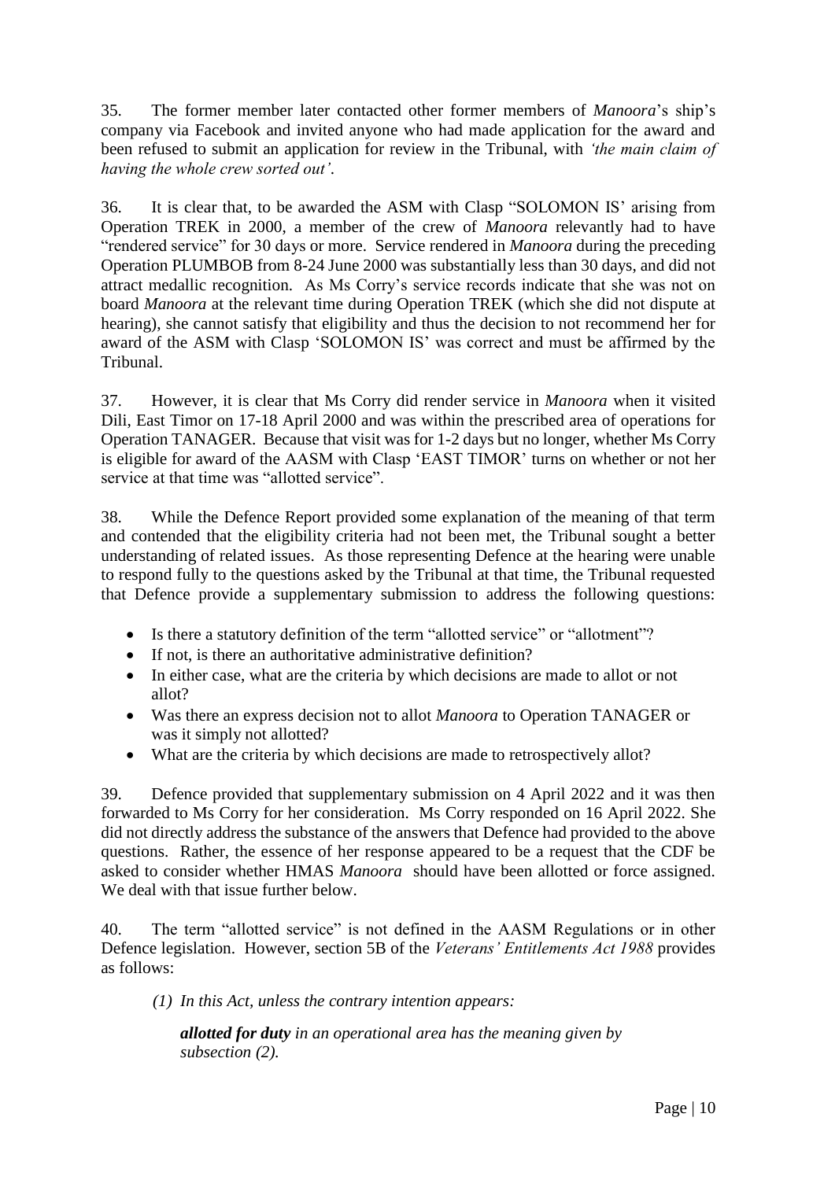35. The former member later contacted other former members of *Manoora*'s ship's company via Facebook and invited anyone who had made application for the award and been refused to submit an application for review in the Tribunal, with *'the main claim of having the whole crew sorted out'*.

36. It is clear that, to be awarded the ASM with Clasp "SOLOMON IS' arising from Operation TREK in 2000, a member of the crew of *Manoora* relevantly had to have "rendered service" for 30 days or more. Service rendered in *Manoora* during the preceding Operation PLUMBOB from 8-24 June 2000 was substantially less than 30 days, and did not attract medallic recognition. As Ms Corry's service records indicate that she was not on board *Manoora* at the relevant time during Operation TREK (which she did not dispute at hearing), she cannot satisfy that eligibility and thus the decision to not recommend her for award of the ASM with Clasp 'SOLOMON IS' was correct and must be affirmed by the Tribunal.

37. However, it is clear that Ms Corry did render service in *Manoora* when it visited Dili, East Timor on 17-18 April 2000 and was within the prescribed area of operations for Operation TANAGER. Because that visit was for 1-2 days but no longer, whether Ms Corry is eligible for award of the AASM with Clasp 'EAST TIMOR' turns on whether or not her service at that time was "allotted service".

38. While the Defence Report provided some explanation of the meaning of that term and contended that the eligibility criteria had not been met, the Tribunal sought a better understanding of related issues. As those representing Defence at the hearing were unable to respond fully to the questions asked by the Tribunal at that time, the Tribunal requested that Defence provide a supplementary submission to address the following questions:

- Is there a statutory definition of the term "allotted service" or "allotment"?
- If not, is there an authoritative administrative definition?
- In either case, what are the criteria by which decisions are made to allot or not allot?
- Was there an express decision not to allot *Manoora* to Operation TANAGER or was it simply not allotted?
- What are the criteria by which decisions are made to retrospectively allot?

39. Defence provided that supplementary submission on 4 April 2022 and it was then forwarded to Ms Corry for her consideration. Ms Corry responded on 16 April 2022. She did not directly address the substance of the answers that Defence had provided to the above questions. Rather, the essence of her response appeared to be a request that the CDF be asked to consider whether HMAS *Manoora* should have been allotted or force assigned. We deal with that issue further below.

40. The term "allotted service" is not defined in the AASM Regulations or in other Defence legislation. However, section 5B of the *Veterans' Entitlements Act 1988* provides as follows:

> *(1) In this Act, unless the contrary intention appears:*
>
> ***allotted for duty*** *in an operational area has the meaning given by subsection (2).*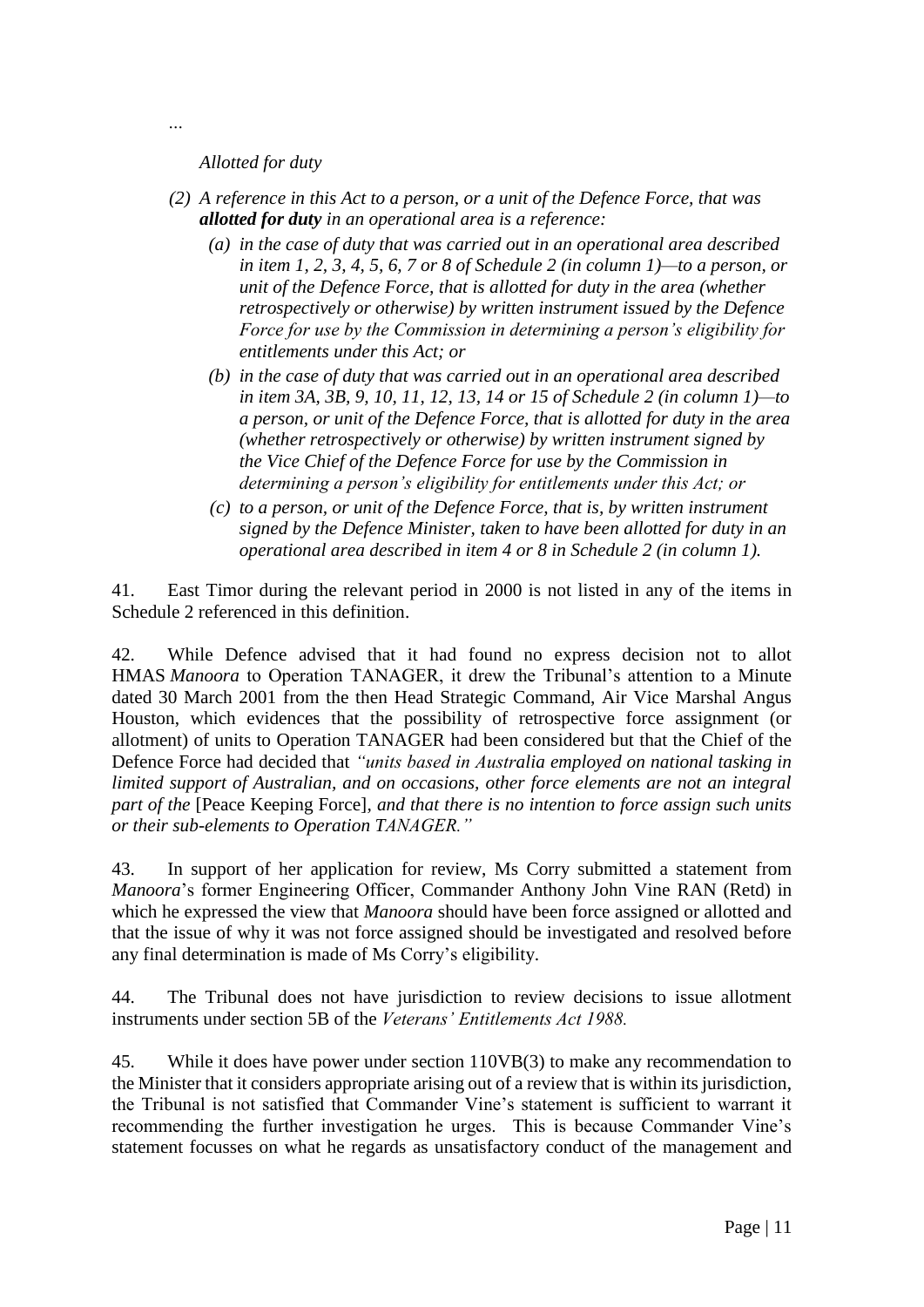…

*Allotted for duty*

*(2) A reference in this Act to a person, or a unit of the Defence Force, that was **allotted for duty** in an operational area is a reference:*

*(a) in the case of duty that was carried out in an operational area described in item 1, 2, 3, 4, 5, 6, 7 or 8 of Schedule 2 (in column 1)—to a person, or unit of the Defence Force, that is allotted for duty in the area (whether retrospectively or otherwise) by written instrument issued by the Defence Force for use by the Commission in determining a person's eligibility for entitlements under this Act; or*

*(b) in the case of duty that was carried out in an operational area described in item 3A, 3B, 9, 10, 11, 12, 13, 14 or 15 of Schedule 2 (in column 1)—to a person, or unit of the Defence Force, that is allotted for duty in the area (whether retrospectively or otherwise) by written instrument signed by the Vice Chief of the Defence Force for use by the Commission in determining a person's eligibility for entitlements under this Act; or*

*(c) to a person, or unit of the Defence Force, that is, by written instrument signed by the Defence Minister, taken to have been allotted for duty in an operational area described in item 4 or 8 in Schedule 2 (in column 1).*

41. East Timor during the relevant period in 2000 is not listed in any of the items in Schedule 2 referenced in this definition.

42. While Defence advised that it had found no express decision not to allot HMAS *Manoora* to Operation TANAGER, it drew the Tribunal's attention to a Minute dated 30 March 2001 from the then Head Strategic Command, Air Vice Marshal Angus Houston, which evidences that the possibility of retrospective force assignment (or allotment) of units to Operation TANAGER had been considered but that the Chief of the Defence Force had decided that *"units based in Australia employed on national tasking in limited support of Australian, and on occasions, other force elements are not an integral part of the* [Peace Keeping Force], *and that there is no intention to force assign such units or their sub-elements to Operation TANAGER."*

43. In support of her application for review, Ms Corry submitted a statement from *Manoora*'s former Engineering Officer, Commander Anthony John Vine RAN (Retd) in which he expressed the view that *Manoora* should have been force assigned or allotted and that the issue of why it was not force assigned should be investigated and resolved before any final determination is made of Ms Corry's eligibility.

44. The Tribunal does not have jurisdiction to review decisions to issue allotment instruments under section 5B of the *Veterans' Entitlements Act 1988.*

45. While it does have power under section 110VB(3) to make any recommendation to the Minister that it considers appropriate arising out of a review that is within its jurisdiction, the Tribunal is not satisfied that Commander Vine's statement is sufficient to warrant it recommending the further investigation he urges. This is because Commander Vine's statement focusses on what he regards as unsatisfactory conduct of the management and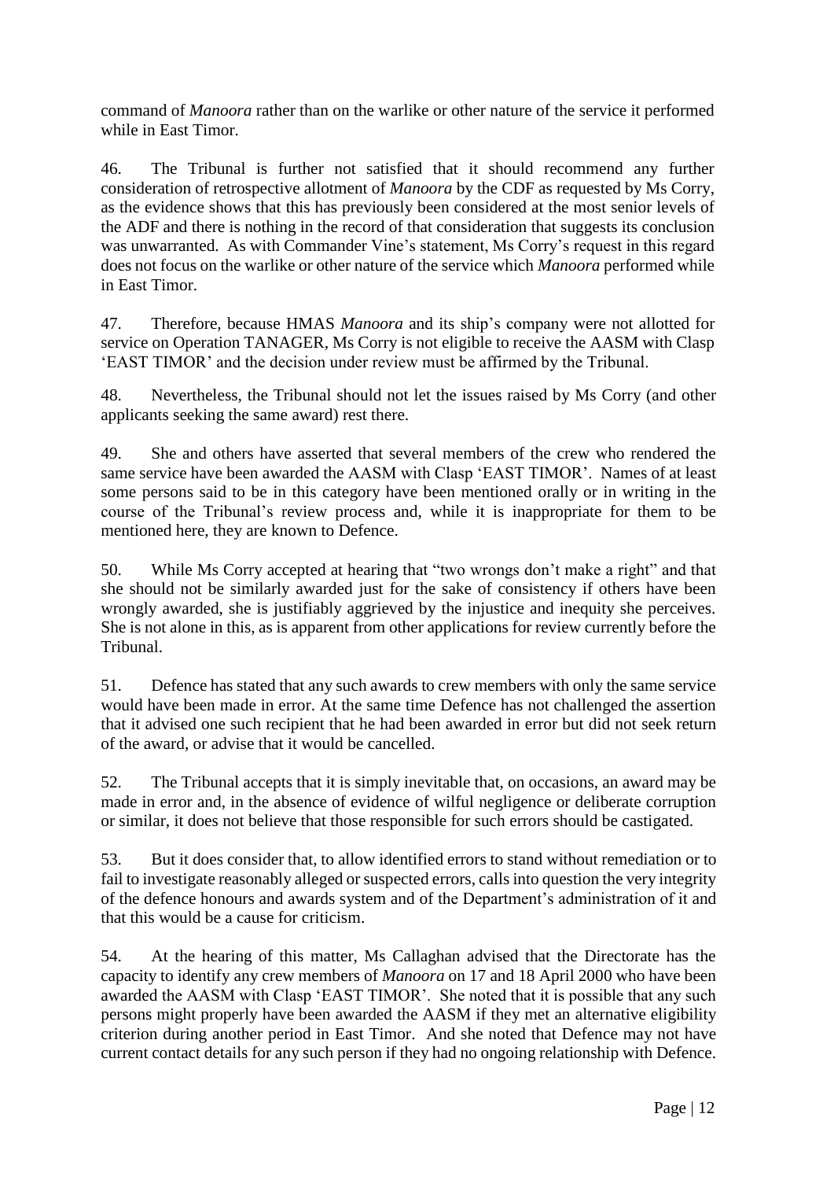command of *Manoora* rather than on the warlike or other nature of the service it performed while in East Timor.

46. The Tribunal is further not satisfied that it should recommend any further consideration of retrospective allotment of *Manoora* by the CDF as requested by Ms Corry, as the evidence shows that this has previously been considered at the most senior levels of the ADF and there is nothing in the record of that consideration that suggests its conclusion was unwarranted. As with Commander Vine's statement, Ms Corry's request in this regard does not focus on the warlike or other nature of the service which *Manoora* performed while in East Timor.

47. Therefore, because HMAS *Manoora* and its ship's company were not allotted for service on Operation TANAGER, Ms Corry is not eligible to receive the AASM with Clasp 'EAST TIMOR' and the decision under review must be affirmed by the Tribunal.

48. Nevertheless, the Tribunal should not let the issues raised by Ms Corry (and other applicants seeking the same award) rest there.

49. She and others have asserted that several members of the crew who rendered the same service have been awarded the AASM with Clasp 'EAST TIMOR'. Names of at least some persons said to be in this category have been mentioned orally or in writing in the course of the Tribunal's review process and, while it is inappropriate for them to be mentioned here, they are known to Defence.

50. While Ms Corry accepted at hearing that "two wrongs don't make a right" and that she should not be similarly awarded just for the sake of consistency if others have been wrongly awarded, she is justifiably aggrieved by the injustice and inequity she perceives. She is not alone in this, as is apparent from other applications for review currently before the Tribunal.

51. Defence has stated that any such awards to crew members with only the same service would have been made in error. At the same time Defence has not challenged the assertion that it advised one such recipient that he had been awarded in error but did not seek return of the award, or advise that it would be cancelled.

52. The Tribunal accepts that it is simply inevitable that, on occasions, an award may be made in error and, in the absence of evidence of wilful negligence or deliberate corruption or similar, it does not believe that those responsible for such errors should be castigated.

53. But it does consider that, to allow identified errors to stand without remediation or to fail to investigate reasonably alleged or suspected errors, calls into question the very integrity of the defence honours and awards system and of the Department's administration of it and that this would be a cause for criticism.

54. At the hearing of this matter, Ms Callaghan advised that the Directorate has the capacity to identify any crew members of *Manoora* on 17 and 18 April 2000 who have been awarded the AASM with Clasp 'EAST TIMOR'. She noted that it is possible that any such persons might properly have been awarded the AASM if they met an alternative eligibility criterion during another period in East Timor. And she noted that Defence may not have current contact details for any such person if they had no ongoing relationship with Defence.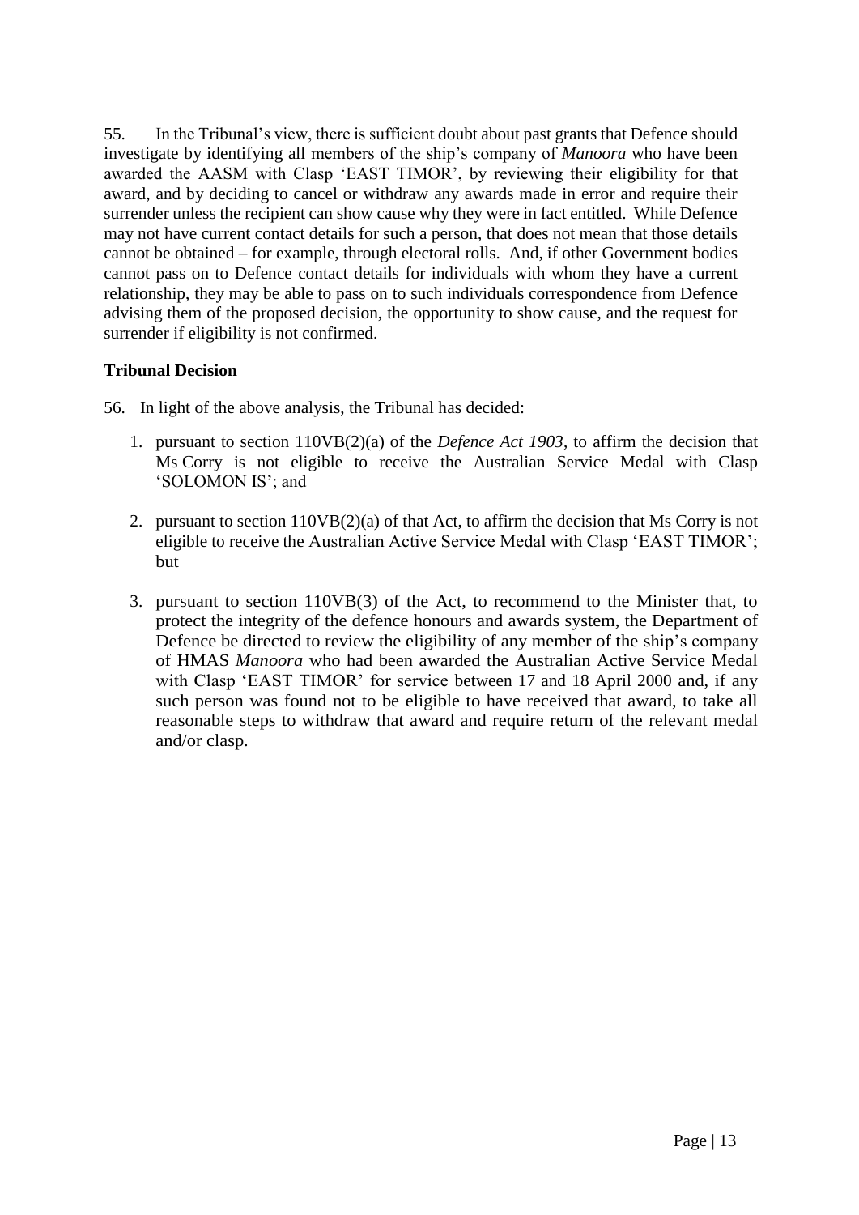55. In the Tribunal's view, there is sufficient doubt about past grants that Defence should investigate by identifying all members of the ship's company of *Manoora* who have been awarded the AASM with Clasp 'EAST TIMOR', by reviewing their eligibility for that award, and by deciding to cancel or withdraw any awards made in error and require their surrender unless the recipient can show cause why they were in fact entitled. While Defence may not have current contact details for such a person, that does not mean that those details cannot be obtained – for example, through electoral rolls. And, if other Government bodies cannot pass on to Defence contact details for individuals with whom they have a current relationship, they may be able to pass on to such individuals correspondence from Defence advising them of the proposed decision, the opportunity to show cause, and the request for surrender if eligibility is not confirmed.

**Tribunal Decision**

56. In light of the above analysis, the Tribunal has decided:

1. pursuant to section 110VB(2)(a) of the *Defence Act 1903*, to affirm the decision that Ms Corry is not eligible to receive the Australian Service Medal with Clasp 'SOLOMON IS'; and

2. pursuant to section 110VB(2)(a) of that Act, to affirm the decision that Ms Corry is not eligible to receive the Australian Active Service Medal with Clasp 'EAST TIMOR'; but

3. pursuant to section 110VB(3) of the Act, to recommend to the Minister that, to protect the integrity of the defence honours and awards system, the Department of Defence be directed to review the eligibility of any member of the ship's company of HMAS *Manoora* who had been awarded the Australian Active Service Medal with Clasp 'EAST TIMOR' for service between 17 and 18 April 2000 and, if any such person was found not to be eligible to have received that award, to take all reasonable steps to withdraw that award and require return of the relevant medal and/or clasp.